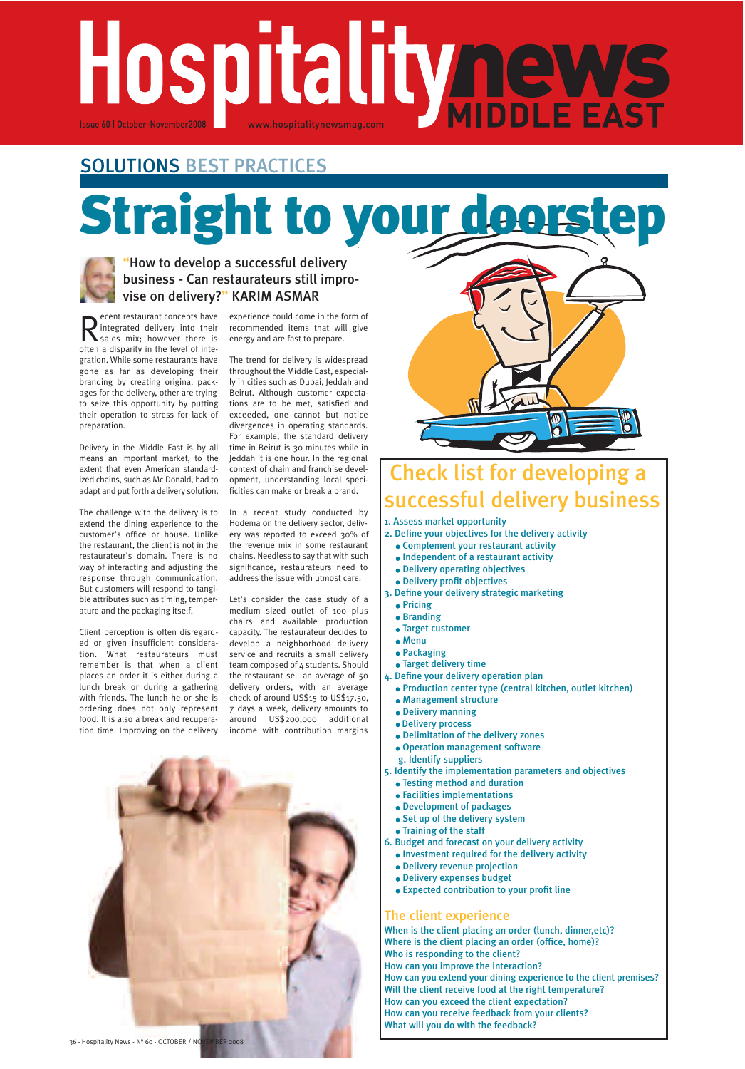# Hospitality news MIDDLE EAST

Issue 60 | October-November2008 www.hospitalitynewsmag.com

## SOLUTIONS BEST PRACTICES

# Straight to your doorstep

### "How to develop a successful delivery business - Can restaurateurs still improvise on delivery?" KARIM ASMAR

Recent restaurant concepts have integrated delivery into their sales mix; however there is often a disparity in the level of integration. While some restaurants have gone as far as developing their branding by creating original packages for the delivery, other are trying to seize this opportunity by putting their operation to stress for lack of preparation.

Delivery in the Middle East is by all means an important market, to the extent that even American standardized chains, such as Mc Donald, had to adapt and put forth a delivery solution.

The challenge with the delivery is to extend the dining experience to the customer's office or house. Unlike the restaurant, the client is not in the restaurateur's domain. There is no way of interacting and adjusting the response through communication. But customers will respond to tangible attributes such as timing, temperature and the packaging itself.

Client perception is often disregarded or given insufficient consideration. What restaurateurs must remember is that when a client places an order it is either during a lunch break or during a gathering with friends. The lunch he or she is ordering does not only represent food. It is also a break and recuperation time. Improving on the delivery experience could come in the form of recommended items that will give energy and are fast to prepare.

The trend for delivery is widespread throughout the Middle East, especially in cities such as Dubai, Jeddah and Beirut. Although customer expectations are to be met, satisfied and exceeded, one cannot but notice divergences in operating standards. For example, the standard delivery time in Beirut is 30 minutes while in Jeddah it is one hour. In the regional context of chain and franchise development, understanding local specificities can make or break a brand.

In a recent study conducted by Hodema on the delivery sector, delivery was reported to exceed 30% of the revenue mix in some restaurant chains. Needless to say that with such significance, restaurateurs need to address the issue with utmost care.

Let's consider the case study of a medium sized outlet of 100 plus chairs and available production capacity. The restaurateur decides to develop a neighborhood delivery service and recruits a small delivery team composed of 4 students. Should the restaurant sell an average of 50 delivery orders, with an average check of around US$15 to US$17.50, 7 days a week, delivery amounts to around US$200,000 additional income with contribution margins

## Check list for developing a successful delivery business

1. Assess market opportunity
2. Define your objectives for the delivery activity
   - Complement your restaurant activity
   - Independent of a restaurant activity
   - Delivery operating objectives
   - Delivery profit objectives
3. Define your delivery strategic marketing
   - Pricing
   - Branding
   - Target customer
   - Menu
   - Packaging
   - Target delivery time
4. Define your delivery operation plan
   - Production center type (central kitchen, outlet kitchen)
   - Management structure
   - Delivery manning
   - Delivery process
   - Delimitation of the delivery zones
   - Operation management software
   
   g. Identify suppliers
5. Identify the implementation parameters and objectives
   - Testing method and duration
   - Facilities implementations
   - Development of packages
   - Set up of the delivery system
   - Training of the staff
6. Budget and forecast on your delivery activity
   - Investment required for the delivery activity
   - Delivery revenue projection
   - Delivery expenses budget
   - Expected contribution to your profit line

### The client experience

When is the client placing an order (lunch, dinner,etc)?
Where is the client placing an order (office, home)?
Who is responding to the client?
How can you improve the interaction?
How can you extend your dining experience to the client premises?
Will the client receive food at the right temperature?
How can you exceed the client expectation?
How can you receive feedback from your clients?
What will you do with the feedback?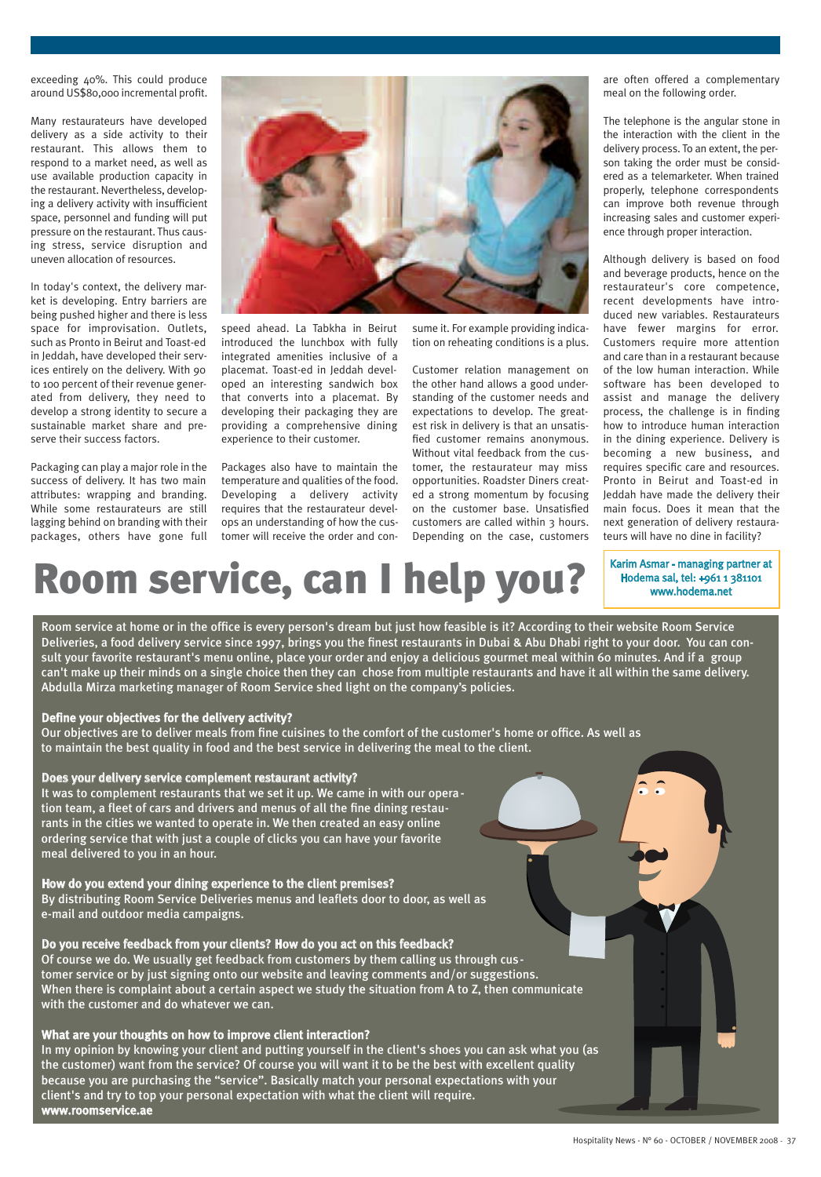exceeding 40%. This could produce around US$80,000 incremental profit.

Many restaurateurs have developed delivery as a side activity to their restaurant. This allows them to respond to a market need, as well as use available production capacity in the restaurant. Nevertheless, developing a delivery activity with insufficient space, personnel and funding will put pressure on the restaurant. Thus causing stress, service disruption and uneven allocation of resources.

In today's context, the delivery market is developing. Entry barriers are being pushed higher and there is less space for improvisation. Outlets, such as Pronto in Beirut and Toast-ed in Jeddah, have developed their services entirely on the delivery. With 90 to 100 percent of their revenue generated from delivery, they need to develop a strong identity to secure a sustainable market share and preserve their success factors.

Packaging can play a major role in the success of delivery. It has two main attributes: wrapping and branding. While some restaurateurs are still lagging behind on branding with their packages, others have gone full speed ahead. La Tabkha in Beirut introduced the lunchbox with fully integrated amenities inclusive of a placemat. Toast-ed in Jeddah developed an interesting sandwich box that converts into a placemat. By developing their packaging they are providing a comprehensive dining experience to their customer.

Packages also have to maintain the temperature and qualities of the food. Developing a delivery activity requires that the restaurateur develops an understanding of how the customer will receive the order and consume it. For example providing indication on reheating conditions is a plus.

Customer relation management on the other hand allows a good understanding of the customer needs and expectations to develop. The greatest risk in delivery is that an unsatisfied customer remains anonymous. Without vital feedback from the customer, the restaurateur may miss opportunities. Roadster Diners created a strong momentum by focusing on the customer base. Unsatisfied customers are called within 3 hours. Depending on the case, customers are often offered a complementary meal on the following order.

The telephone is the angular stone in the interaction with the client in the delivery process. To an extent, the person taking the order must be considered as a telemarketer. When trained properly, telephone correspondents can improve both revenue through increasing sales and customer experience through proper interaction.

Although delivery is based on food and beverage products, hence on the restaurateur's core competence, recent developments have introduced new variables. Restaurateurs have fewer margins for error. Customers require more attention and care than in a restaurant because of the low human interaction. While software has been developed to assist and manage the delivery process, the challenge is in finding how to introduce human interaction in the dining experience. Delivery is becoming a new business, and requires specific care and resources. Pronto in Beirut and Toast-ed in Jeddah have made the delivery their main focus. Does it mean that the next generation of delivery restaurateurs will have no dine in facility?

**Karim Asmar - managing partner at Hodema sal, tel: +961 1 381101**
**www.hodema.net**

# Room service, can I help you?

**Room service at home or in the office is every person's dream but just how feasible is it? According to their website Room Service Deliveries, a food delivery service since 1997, brings you the finest restaurants in Dubai & Abu Dhabi right to your door. You can consult your favorite restaurant's menu online, place your order and enjoy a delicious gourmet meal within 60 minutes. And if a group can't make up their minds on a single choice then they can chose from multiple restaurants and have it all within the same delivery. Abdulla Mirza marketing manager of Room Service shed light on the company's policies.**

**Define your objectives for the delivery activity?**

Our objectives are to deliver meals from fine cuisines to the comfort of the customer's home or office. As well as to maintain the best quality in food and the best service in delivering the meal to the client.

**Does your delivery service complement restaurant activity?**

It was to complement restaurants that we set it up. We came in with our operation team, a fleet of cars and drivers and menus of all the fine dining restaurants in the cities we wanted to operate in. We then created an easy online ordering service that with just a couple of clicks you can have your favorite meal delivered to you in an hour.

**How do you extend your dining experience to the client premises?**

By distributing Room Service Deliveries menus and leaflets door to door, as well as e-mail and outdoor media campaigns.

**Do you receive feedback from your clients? How do you act on this feedback?**

Of course we do. We usually get feedback from customers by them calling us through customer service or by just signing onto our website and leaving comments and/or suggestions. When there is complaint about a certain aspect we study the situation from A to Z, then communicate with the customer and do whatever we can.

**What are your thoughts on how to improve client interaction?**

In my opinion by knowing your client and putting yourself in the client's shoes you can ask what you (as the customer) want from the service? Of course you will want it to be the best with excellent quality because you are purchasing the "service". Basically match your personal expectations with your client's and try to top your personal expectation with what the client will require.

**www.roomservice.ae**